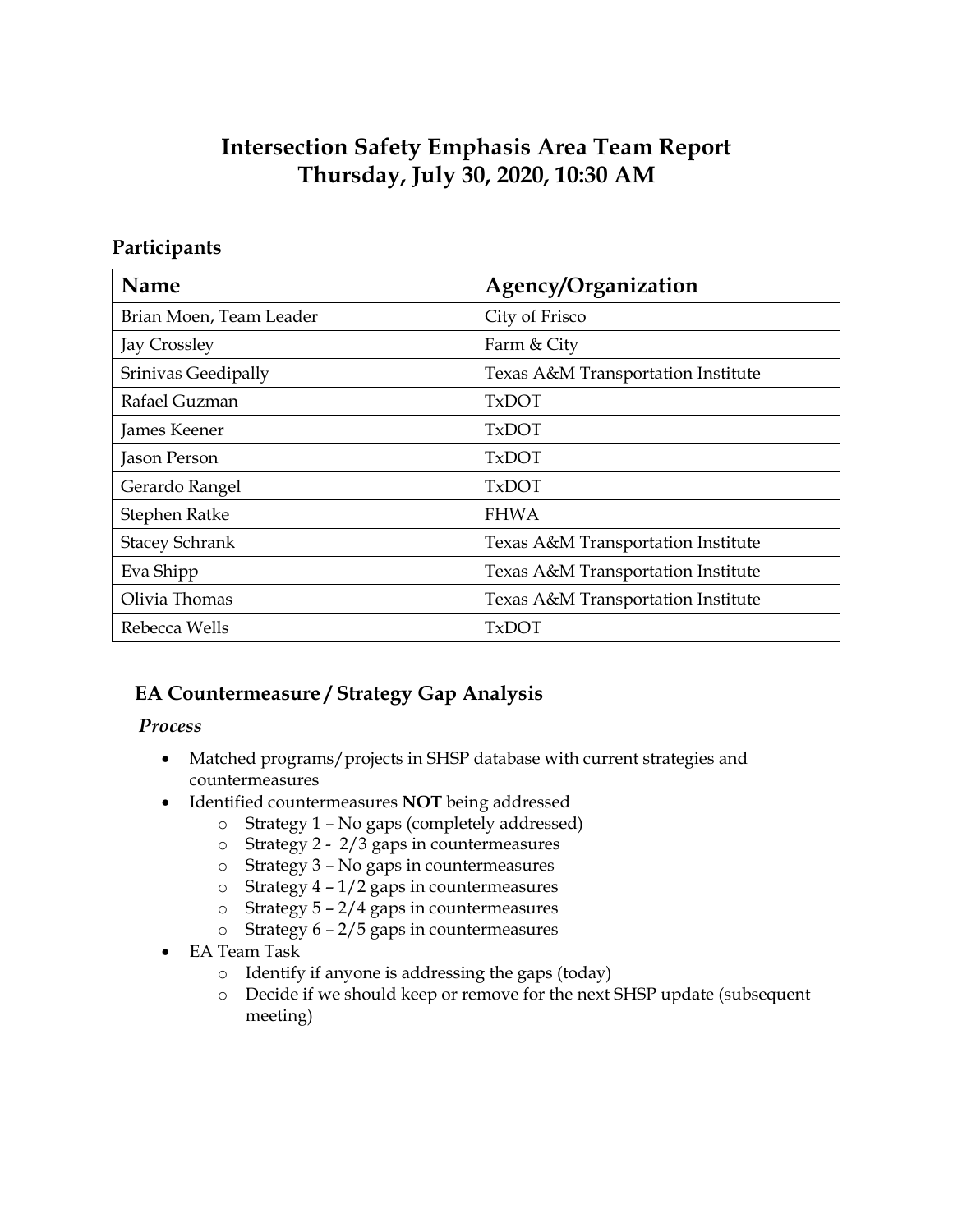# Intersection Safety Emphasis Area Team Report
# Thursday, July 30, 2020, 10:30 AM

## Participants

| Name | Agency/Organization |
| --- | --- |
| Brian Moen, Team Leader | City of Frisco |
| Jay Crossley | Farm & City |
| Srinivas Geedipally | Texas A&M Transportation Institute |
| Rafael Guzman | TxDOT |
| James Keener | TxDOT |
| Jason Person | TxDOT |
| Gerardo Rangel | TxDOT |
| Stephen Ratke | FHWA |
| Stacey Schrank | Texas A&M Transportation Institute |
| Eva Shipp | Texas A&M Transportation Institute |
| Olivia Thomas | Texas A&M Transportation Institute |
| Rebecca Wells | TxDOT |

## EA Countermeasure / Strategy Gap Analysis

### *Process*

- Matched programs/projects in SHSP database with current strategies and countermeasures
- Identified countermeasures **NOT** being addressed
    - Strategy 1 – No gaps (completely addressed)
    - Strategy 2 - 2/3 gaps in countermeasures
    - Strategy 3 – No gaps in countermeasures
    - Strategy 4 – 1/2 gaps in countermeasures
    - Strategy 5 – 2/4 gaps in countermeasures
    - Strategy 6 – 2/5 gaps in countermeasures
- EA Team Task
    - Identify if anyone is addressing the gaps (today)
    - Decide if we should keep or remove for the next SHSP update (subsequent meeting)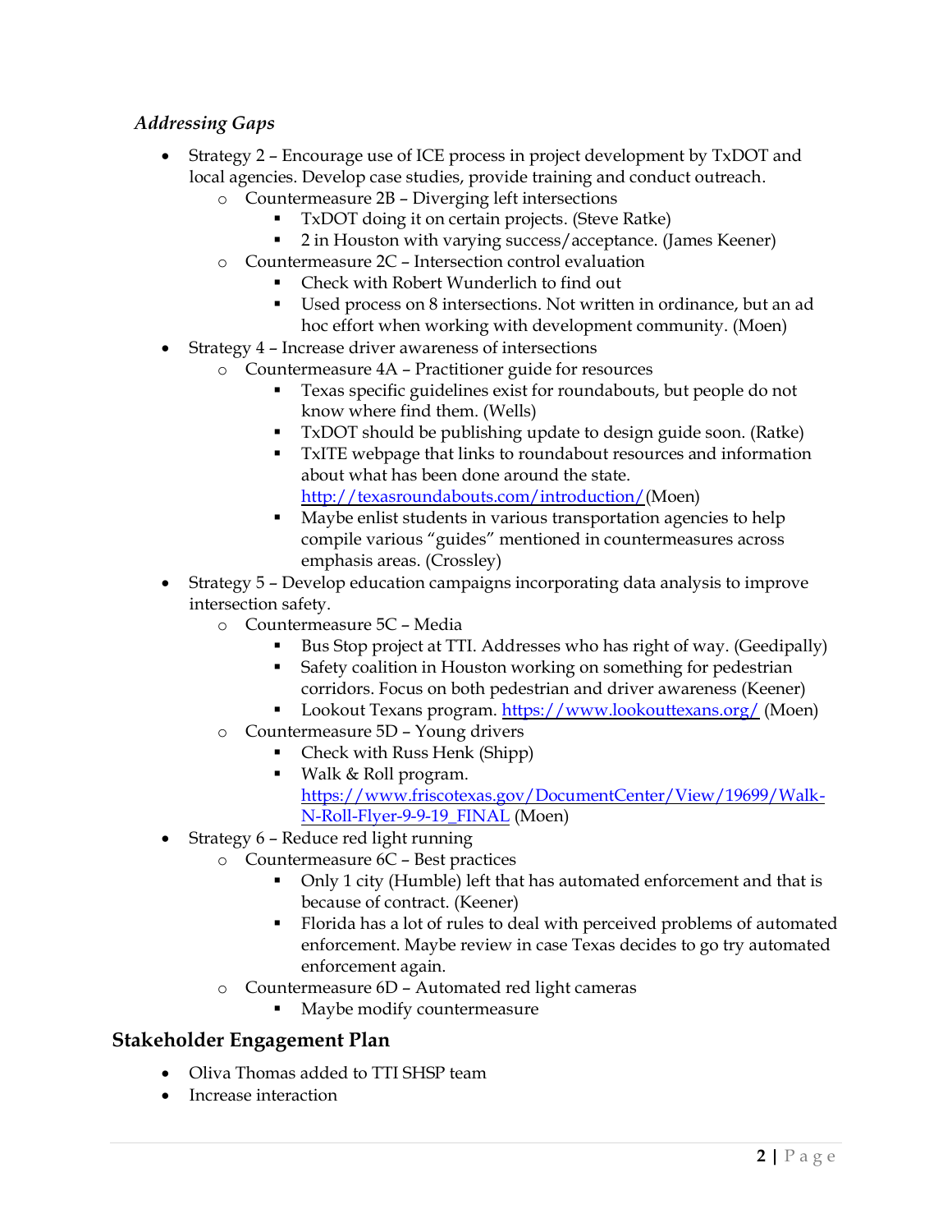### *Addressing Gaps*

- Strategy 2 – Encourage use of ICE process in project development by TxDOT and local agencies. Develop case studies, provide training and conduct outreach.
  - Countermeasure 2B – Diverging left intersections
    - TxDOT doing it on certain projects. (Steve Ratke)
    - 2 in Houston with varying success/acceptance. (James Keener)
  - Countermeasure 2C – Intersection control evaluation
    - Check with Robert Wunderlich to find out
    - Used process on 8 intersections. Not written in ordinance, but an ad hoc effort when working with development community. (Moen)
- Strategy 4 – Increase driver awareness of intersections
  - Countermeasure 4A – Practitioner guide for resources
    - Texas specific guidelines exist for roundabouts, but people do not know where find them. (Wells)
    - TxDOT should be publishing update to design guide soon. (Ratke)
    - TxITE webpage that links to roundabout resources and information about what has been done around the state. [http://texasroundabouts.com/introduction/](http://texasroundabouts.com/introduction/)(Moen)
    - Maybe enlist students in various transportation agencies to help compile various "guides" mentioned in countermeasures across emphasis areas. (Crossley)
- Strategy 5 – Develop education campaigns incorporating data analysis to improve intersection safety.
  - Countermeasure 5C – Media
    - Bus Stop project at TTI. Addresses who has right of way. (Geedipally)
    - Safety coalition in Houston working on something for pedestrian corridors. Focus on both pedestrian and driver awareness (Keener)
    - Lookout Texans program. [https://www.lookouttexans.org/](https://www.lookouttexans.org/) (Moen)
  - Countermeasure 5D – Young drivers
    - Check with Russ Henk (Shipp)
    - Walk & Roll program. [https://www.friscotexas.gov/DocumentCenter/View/19699/Walk-N-Roll-Flyer-9-9-19_FINAL](https://www.friscotexas.gov/DocumentCenter/View/19699/Walk-N-Roll-Flyer-9-9-19_FINAL) (Moen)
- Strategy 6 – Reduce red light running
  - Countermeasure 6C – Best practices
    - Only 1 city (Humble) left that has automated enforcement and that is because of contract. (Keener)
    - Florida has a lot of rules to deal with perceived problems of automated enforcement. Maybe review in case Texas decides to go try automated enforcement again.
  - Countermeasure 6D – Automated red light cameras
    - Maybe modify countermeasure

## Stakeholder Engagement Plan

- Oliva Thomas added to TTI SHSP team
- Increase interaction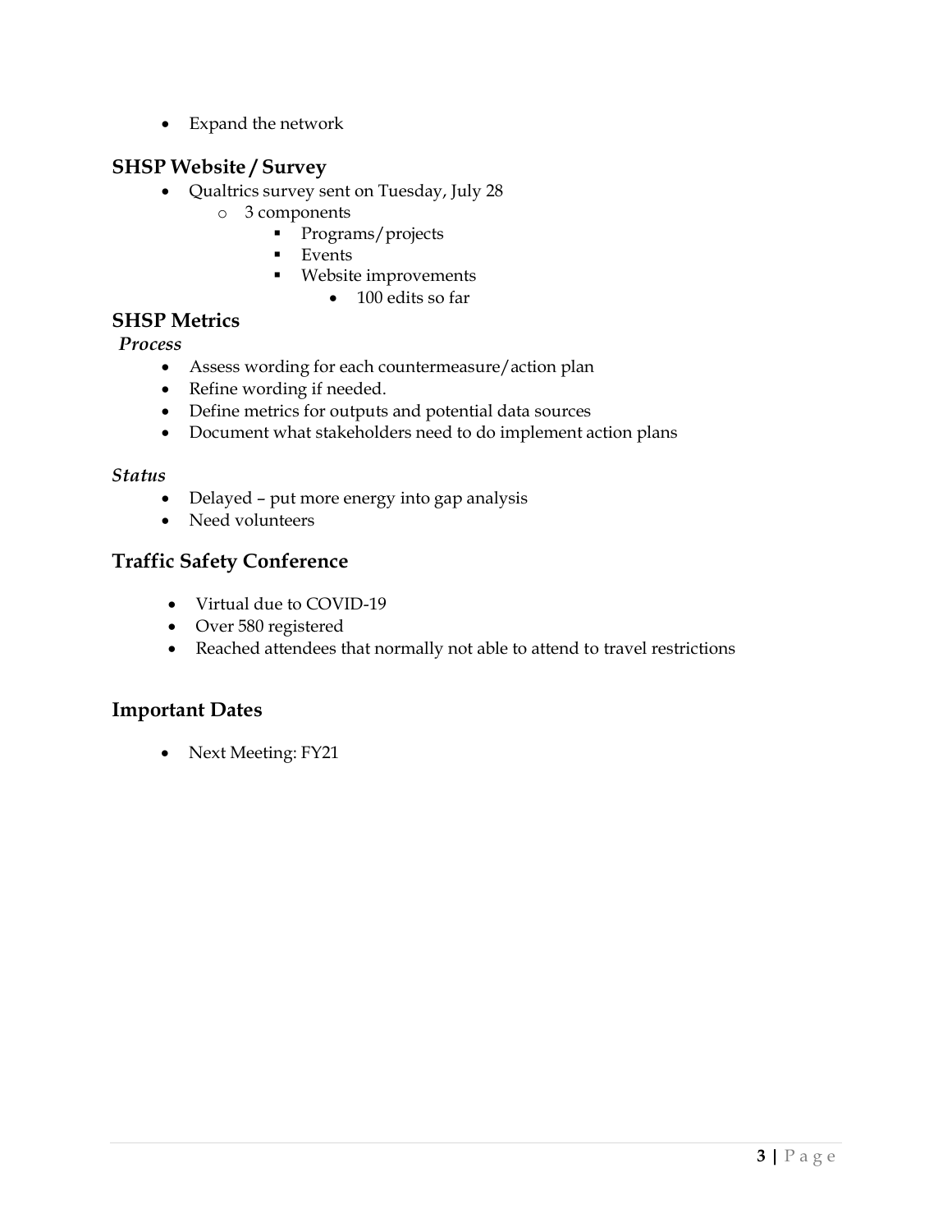- Expand the network

## SHSP Website / Survey

- Qualtrics survey sent on Tuesday, July 28
    - 3 components
        - Programs/projects
        - Events
        - Website improvements
            - 100 edits so far

## SHSP Metrics

*Process*

- Assess wording for each countermeasure/action plan
- Refine wording if needed.
- Define metrics for outputs and potential data sources
- Document what stakeholders need to do implement action plans

*Status*

- Delayed – put more energy into gap analysis
- Need volunteers

## Traffic Safety Conference

- Virtual due to COVID-19
- Over 580 registered
- Reached attendees that normally not able to attend to travel restrictions

## Important Dates

- Next Meeting: FY21